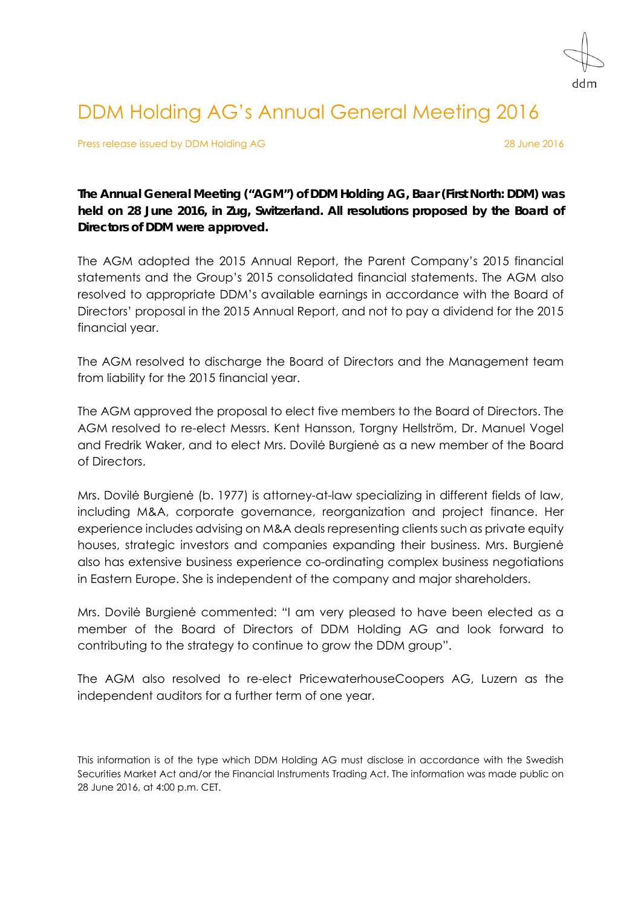# DDM Holding AG's Annual General Meeting 2016

Press release issued by DDM Holding AG 28 June 2016

**The Annual General Meeting ("AGM") of DDM Holding AG, Baar (First North: DDM) was held on 28 June 2016, in Zug, Switzerland. All resolutions proposed by the Board of Directors of DDM were approved.**

The AGM adopted the 2015 Annual Report, the Parent Company's 2015 financial statements and the Group's 2015 consolidated financial statements. The AGM also resolved to appropriate DDM's available earnings in accordance with the Board of Directors' proposal in the 2015 Annual Report, and not to pay a dividend for the 2015 financial year.

The AGM resolved to discharge the Board of Directors and the Management team from liability for the 2015 financial year.

The AGM approved the proposal to elect five members to the Board of Directors. The AGM resolved to re-elect Messrs. Kent Hansson, Torgny Hellström, Dr. Manuel Vogel and Fredrik Waker, and to elect Mrs. Dovilė Burgienė as a new member of the Board of Directors.

Mrs. Dovilė Burgienė (b. 1977) is attorney-at-law specializing in different fields of law, including M&A, corporate governance, reorganization and project finance. Her experience includes advising on M&A deals representing clients such as private equity houses, strategic investors and companies expanding their business. Mrs. Burgienė also has extensive business experience co-ordinating complex business negotiations in Eastern Europe. She is independent of the company and major shareholders.

Mrs. Dovilė Burgienė commented: "I am very pleased to have been elected as a member of the Board of Directors of DDM Holding AG and look forward to contributing to the strategy to continue to grow the DDM group".

The AGM also resolved to re-elect PricewaterhouseCoopers AG, Luzern as the independent auditors for a further term of one year.

This information is of the type which DDM Holding AG must disclose in accordance with the Swedish Securities Market Act and/or the Financial Instruments Trading Act. The information was made public on 28 June 2016, at 4:00 p.m. CET.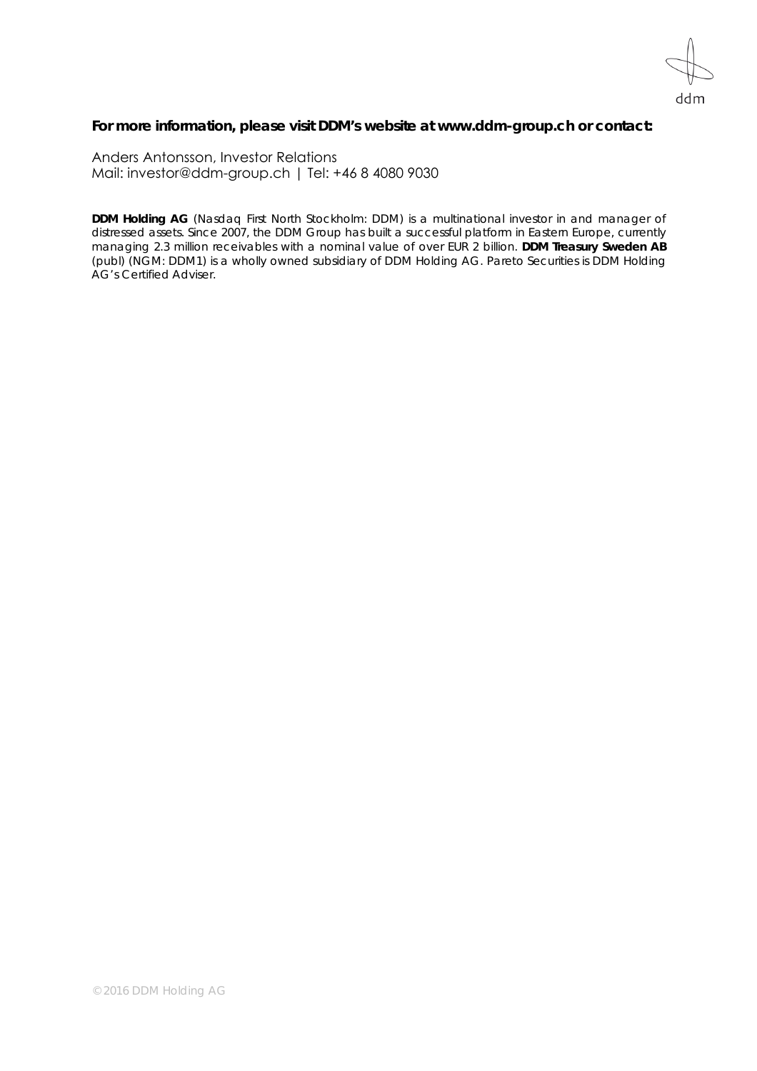**For more information, please visit DDM's website at www.ddm-group.ch or contact:**

Anders Antonsson, Investor Relations
Mail: investor@ddm-group.ch | Tel: +46 8 4080 9030

**DDM Holding AG** (Nasdaq First North Stockholm: DDM) is a multinational investor in and manager of distressed assets. Since 2007, the DDM Group has built a successful platform in Eastern Europe, currently managing 2.3 million receivables with a nominal value of over EUR 2 billion. **DDM Treasury Sweden AB** (publ) (NGM: DDM1) is a wholly owned subsidiary of DDM Holding AG. Pareto Securities is DDM Holding AG's Certified Adviser.

©2016 DDM Holding AG